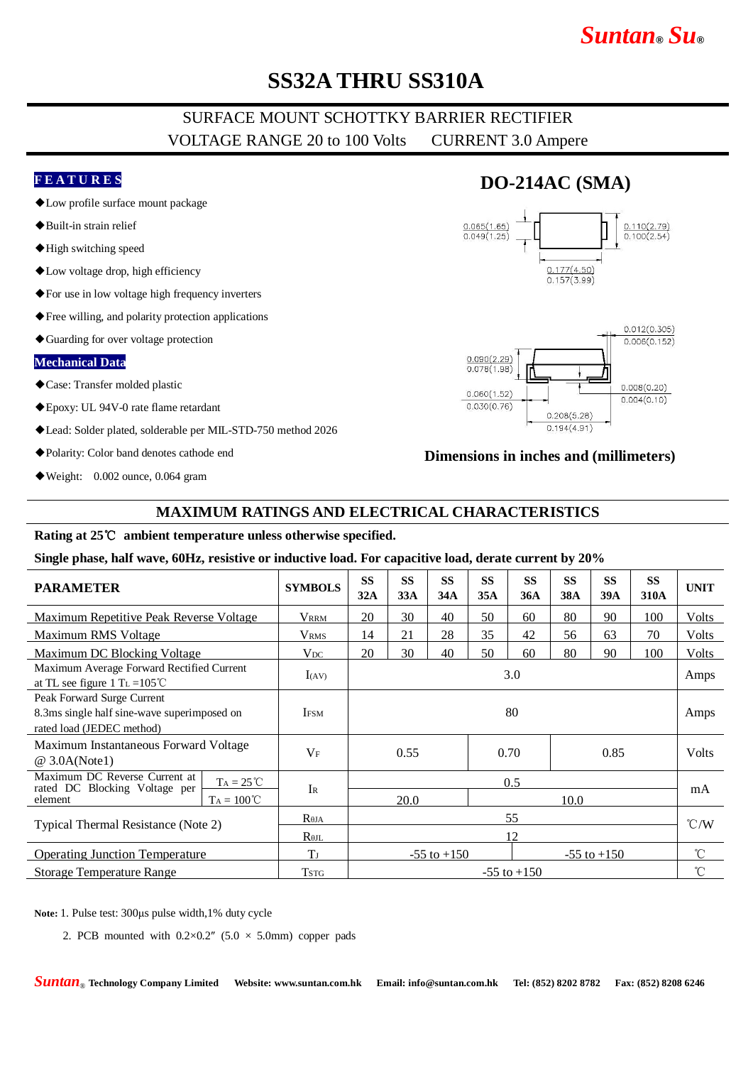# SS32A THRU SS310A

## SURFACE MOUNT SCHOTTKY BARRIER RECTIFIER

VOLTAGE RANGE 20 to 100 Volts    CURRENT 3.0 Ampere

### FEATURES

- ◆Low profile surface mount package
- ◆Built-in strain relief
- ◆High switching speed
- ◆Low voltage drop, high efficiency
- ◆For use in low voltage high frequency inverters
- ◆Free willing, and polarity protection applications
- ◆Guarding for over voltage protection

### Mechanical Data

- ◆Case: Transfer molded plastic
- ◆Epoxy: UL 94V-0 rate flame retardant
- ◆Lead: Solder plated, solderable per MIL-STD-750 method 2026
- ◆Polarity: Color band denotes cathode end
- ◆Weight: 0.002 ounce, 0.064 gram

## DO-214AC (SMA)

0.065(1.65) / 0.049(1.25)
0.110(2.79) / 0.100(2.54)
0.177(4.50) / 0.157(3.99)
0.012(0.305) / 0.006(0.152)
0.090(2.29) / 0.078(1.98)
0.060(1.52) / 0.030(0.76)
0.008(0.20) / 0.004(0.10)
0.208(5.28) / 0.194(4.91)

**Dimensions in inches and (millimeters)**

## MAXIMUM RATINGS AND ELECTRICAL CHARACTERISTICS

**Rating at 25℃ ambient temperature unless otherwise specified.**

**Single phase, half wave, 60Hz, resistive or inductive load. For capacitive load, derate current by 20%**

| PARAMETER | | SYMBOLS | SS 32A | SS 33A | SS 34A | SS 35A | SS 36A | SS 38A | SS 39A | SS 310A | UNIT |
|---|---|---|---|---|---|---|---|---|---|---|---|
| Maximum Repetitive Peak Reverse Voltage | | $V_{RRM}$ | 20 | 30 | 40 | 50 | 60 | 80 | 90 | 100 | Volts |
| Maximum RMS Voltage | | $V_{RMS}$ | 14 | 21 | 28 | 35 | 42 | 56 | 63 | 70 | Volts |
| Maximum DC Blocking Voltage | | $V_{DC}$ | 20 | 30 | 40 | 50 | 60 | 80 | 90 | 100 | Volts |
| Maximum Average Forward Rectified Current at TL see figure 1 $T_L$ =105℃ | | $I_{(AV)}$ | 3.0 | | | | | | | | Amps |
| Peak Forward Surge Current 8.3ms single half sine-wave superimposed on rated load (JEDEC method) | | $I_{FSM}$ | 80 | | | | | | | | Amps |
| Maximum Instantaneous Forward Voltage @ 3.0A(Note1) | | $V_F$ | 0.55 | | | 0.70 | | 0.85 | | | Volts |
| Maximum DC Reverse Current at rated DC Blocking Voltage per element | $T_A$ = 25℃ | $I_R$ | 0.5 | | | | | | | | mA |
| | $T_A$ = 100℃ | | 20.0 | | | 10.0 | | | | | |
| Typical Thermal Resistance (Note 2) | | $R_{θJA}$ | 55 | | | | | | | | ℃/W |
| | | $R_{θJL}$ | 12 | | | | | | | | |
| Operating Junction Temperature | | $T_J$ | -55 to +150 | | | | -55 to +150 | | | | ℃ |
| Storage Temperature Range | | $T_{STG}$ | -55 to +150 | | | | | | | | ℃ |

**Note:** 1. Pulse test: 300μs pulse width,1% duty cycle

2. PCB mounted with 0.2×0.2″ (5.0 × 5.0mm) copper pads

Suntan® Technology Company Limited Website: www.suntan.com.hk Email: info@suntan.com.hk Tel: (852) 8202 8782 Fax: (852) 8208 6246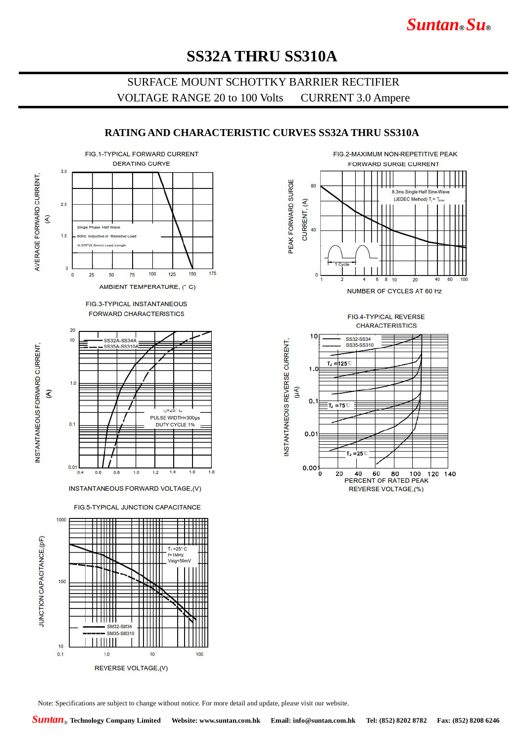Suntan® Su®

# SS32A THRU SS310A

SURFACE MOUNT SCHOTTKY BARRIER RECTIFIER

VOLTAGE RANGE 20 to 100 Volts    CURRENT 3.0 Ampere

## RATING AND CHARACTERISTIC CURVES SS32A THRU SS310A

FIG.1-TYPICAL FORWARD CURRENT DERATING CURVE

AVERAGE FORWARD CURRENT, (A)

3.0
2.0
1.0
0

Single Phase Half Wave
60Hz Inductive or Resistive Load
0.375"(9.5mm) Lead Length

0 25 50 75 100 125 150 175

AMBIENT TEMPERATURE, (° C)

FIG.2-MAXIMUM NON-REPETITIVE PEAK FORWARD SURGE CURRENT

PEAK FORWARD SURGE CURRENT, (A)

80
40
0

8.3ms Single Half Sine-Wave
(JEDEC Method) $T_J = T_{jmax}$

1 Cycle

1 2 4 6 8 10 20 40 60 100

NUMBER OF CYCLES AT 60 Hz

FIG.3-TYPICAL INSTANTANEOUS FORWARD CHARACTERISTICS

INSTANTANEOUS FORWARD CURRENT, (A)

20
10
1.0
0.1
0.01

SS32A-SS34A
SS35A-SS310A

$T_J$=25° C
PULSE WIDTH=300μs
DUTY CYCLE 1%

0.4 0.6 0.8 1.0 1.2 1.4 1.6 1.8

INSTANTANEOUS FORWARD VOLTAGE,(V)

FIG.4-TYPICAL REVERSE CHARACTERISTICS

INSTANTANEOUS REVERSE CURRENT, (μA)

10
1.0
0.1
0.01
0.001

SS32-SS34
SS35-SS310

$T_J$ =125℃
$T_J$ =75℃
$T_J$ =25℃

0 20 40 60 80 100 120 140

PERCENT OF RATED PEAK REVERSE VOLTAGE,(%)

FIG.5-TYPICAL JUNCTION CAPACITANCE

JUNCTION CAPACITANCE,(pF)

1000
100
10

$T_J$ =25° C
f=1MHz
Vsig=50mV

SM32-SM34
SM35-SM310

0.1 1.0 10 100

REVERSE VOLTAGE,(V)

Note: Specifications are subject to change without notice. For more detail and update, please visit our website.

**Suntan® Technology Company Limited    Website: www.suntan.com.hk    Email: info@suntan.com.hk    Tel: (852) 8202 8782    Fax: (852) 8208 6246**